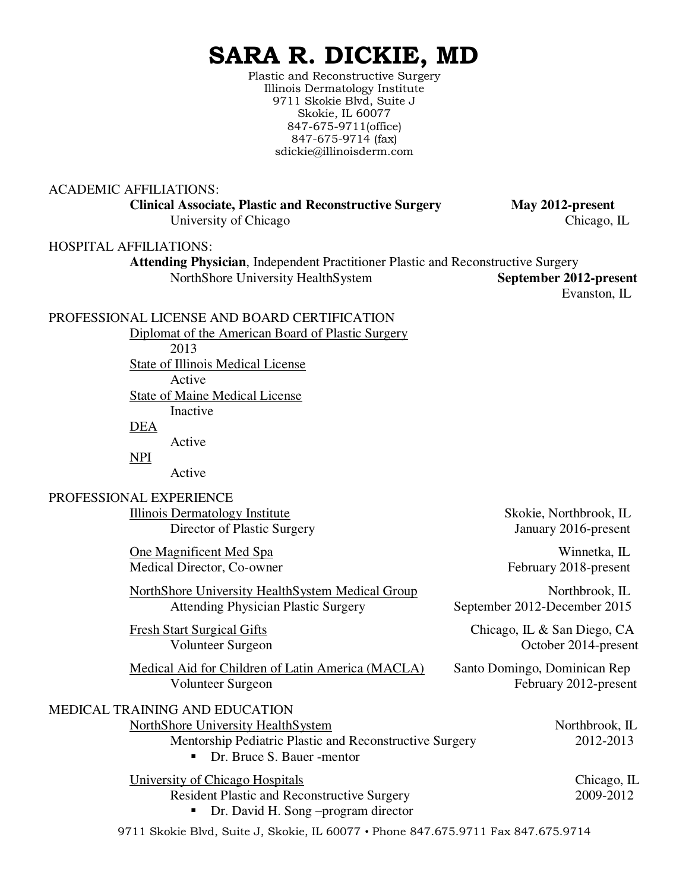# SARA R. DICKIE, MD

Plastic and Reconstructive Surgery
Illinois Dermatology Institute
9711 Skokie Blvd, Suite J
Skokie, IL 60077
847-675-9711(office)
847-675-9714 (fax)
sdickie@illinoisderm.com

## ACADEMIC AFFILIATIONS:

**Clinical Associate, Plastic and Reconstructive Surgery** — **May 2012-present**
University of Chicago — Chicago, IL

## HOSPITAL AFFILIATIONS:

**Attending Physician**, Independent Practitioner Plastic and Reconstructive Surgery
NorthShore University HealthSystem — **September 2012-present**
Evanston, IL

## PROFESSIONAL LICENSE AND BOARD CERTIFICATION

Diplomat of the American Board of Plastic Surgery
- 2013

State of Illinois Medical License
- Active

State of Maine Medical License
- Inactive

DEA
- Active

NPI
- Active

## PROFESSIONAL EXPERIENCE

Illinois Dermatology Institute — Skokie, Northbrook, IL
Director of Plastic Surgery — January 2016-present

One Magnificent Med Spa — Winnetka, IL
Medical Director, Co-owner — February 2018-present

NorthShore University HealthSystem Medical Group — Northbrook, IL
Attending Physician Plastic Surgery — September 2012-December 2015

Fresh Start Surgical Gifts — Chicago, IL & San Diego, CA
Volunteer Surgeon — October 2014-present

Medical Aid for Children of Latin America (MACLA) — Santo Domingo, Dominican Rep
Volunteer Surgeon — February 2012-present

## MEDICAL TRAINING AND EDUCATION

NorthShore University HealthSystem — Northbrook, IL
Mentorship Pediatric Plastic and Reconstructive Surgery — 2012-2013
- Dr. Bruce S. Bauer -mentor

University of Chicago Hospitals — Chicago, IL
Resident Plastic and Reconstructive Surgery — 2009-2012
- Dr. David H. Song –program director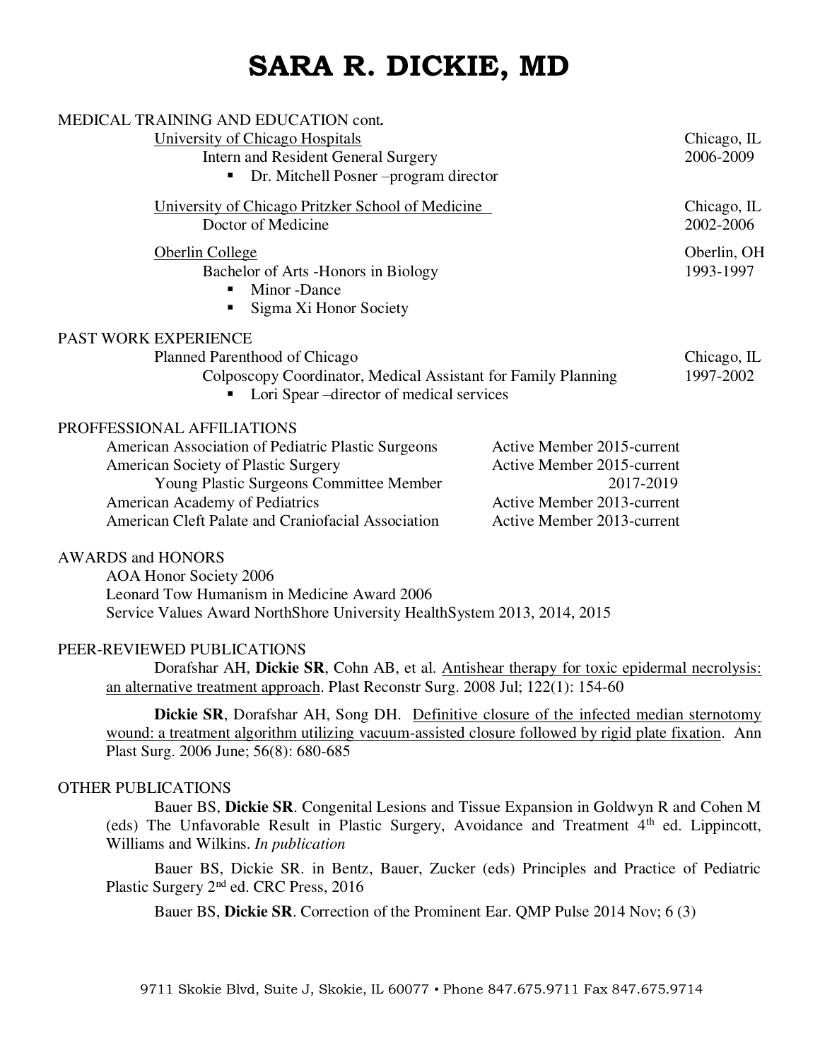# SARA R. DICKIE, MD

MEDICAL TRAINING AND EDUCATION cont**.**

University of Chicago Hospitals — Chicago, IL
Intern and Resident General Surgery — 2006-2009
- Dr. Mitchell Posner –program director

University of Chicago Pritzker School of Medicine — Chicago, IL
Doctor of Medicine — 2002-2006

Oberlin College — Oberlin, OH
Bachelor of Arts -Honors in Biology — 1993-1997
- Minor -Dance
- Sigma Xi Honor Society

PAST WORK EXPERIENCE

Planned Parenthood of Chicago — Chicago, IL
Colposcopy Coordinator, Medical Assistant for Family Planning — 1997-2002
- Lori Spear –director of medical services

PROFFESSIONAL AFFILIATIONS

| | |
|---|---|
| American Association of Pediatric Plastic Surgeons | Active Member 2015-current |
| American Society of Plastic Surgery | Active Member 2015-current |
| Young Plastic Surgeons Committee Member | 2017-2019 |
| American Academy of Pediatrics | Active Member 2013-current |
| American Cleft Palate and Craniofacial Association | Active Member 2013-current |

AWARDS and HONORS

AOA Honor Society 2006
Leonard Tow Humanism in Medicine Award 2006
Service Values Award NorthShore University HealthSystem 2013, 2014, 2015

PEER-REVIEWED PUBLICATIONS

Dorafshar AH, **Dickie SR**, Cohn AB, et al. Antishear therapy for toxic epidermal necrolysis: an alternative treatment approach. Plast Reconstr Surg. 2008 Jul; 122(1): 154-60

**Dickie SR**, Dorafshar AH, Song DH. Definitive closure of the infected median sternotomy wound: a treatment algorithm utilizing vacuum-assisted closure followed by rigid plate fixation. Ann Plast Surg. 2006 June; 56(8): 680-685

OTHER PUBLICATIONS

Bauer BS, **Dickie SR**. Congenital Lesions and Tissue Expansion in Goldwyn R and Cohen M (eds) The Unfavorable Result in Plastic Surgery, Avoidance and Treatment 4th ed. Lippincott, Williams and Wilkins. *In publication*

Bauer BS, Dickie SR. in Bentz, Bauer, Zucker (eds) Principles and Practice of Pediatric Plastic Surgery 2nd ed. CRC Press, 2016

Bauer BS, **Dickie SR**. Correction of the Prominent Ear. QMP Pulse 2014 Nov; 6 (3)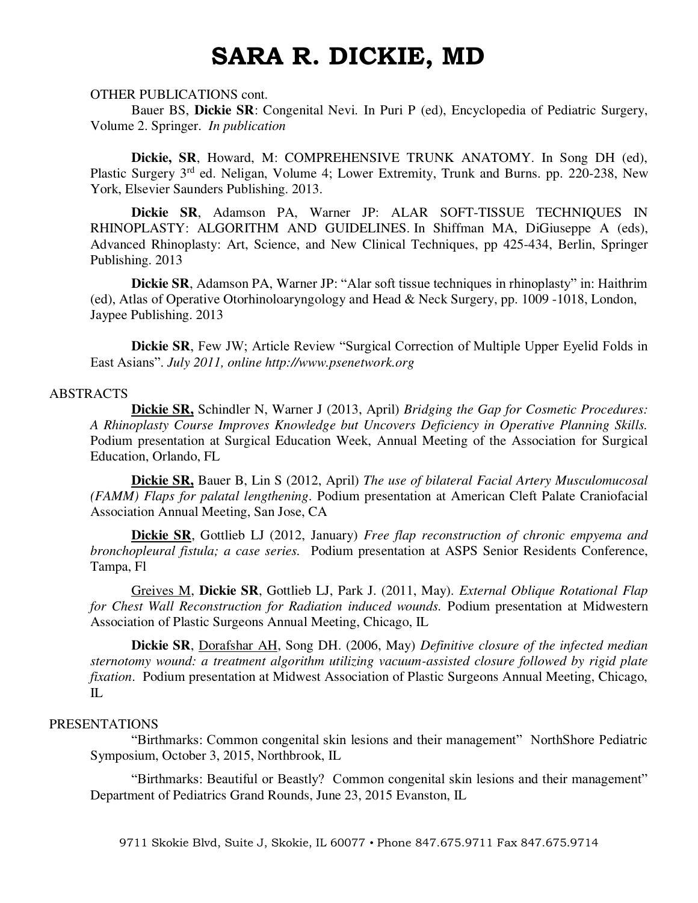OTHER PUBLICATIONS cont.

Bauer BS, **Dickie SR**: Congenital Nevi. In Puri P (ed), Encyclopedia of Pediatric Surgery, Volume 2. Springer. *In publication*

**Dickie, SR**, Howard, M: COMPREHENSIVE TRUNK ANATOMY. In Song DH (ed), Plastic Surgery 3rd ed. Neligan, Volume 4; Lower Extremity, Trunk and Burns. pp. 220-238, New York, Elsevier Saunders Publishing. 2013.

**Dickie SR**, Adamson PA, Warner JP: ALAR SOFT-TISSUE TECHNIQUES IN RHINOPLASTY: ALGORITHM AND GUIDELINES. In Shiffman MA, DiGiuseppe A (eds), Advanced Rhinoplasty: Art, Science, and New Clinical Techniques, pp 425-434, Berlin, Springer Publishing. 2013

**Dickie SR**, Adamson PA, Warner JP: "Alar soft tissue techniques in rhinoplasty" in: Haithrim (ed), Atlas of Operative Otorhinoloaryngology and Head & Neck Surgery, pp. 1009 -1018, London, Jaypee Publishing. 2013

**Dickie SR**, Few JW; Article Review "Surgical Correction of Multiple Upper Eyelid Folds in East Asians". *July 2011, online http://www.psenetwork.org*

ABSTRACTS

<u>**Dickie SR,**</u> Schindler N, Warner J (2013, April) *Bridging the Gap for Cosmetic Procedures: A Rhinoplasty Course Improves Knowledge but Uncovers Deficiency in Operative Planning Skills.* Podium presentation at Surgical Education Week, Annual Meeting of the Association for Surgical Education, Orlando, FL

<u>**Dickie SR,**</u> Bauer B, Lin S (2012, April) *The use of bilateral Facial Artery Musculomucosal (FAMM) Flaps for palatal lengthening*. Podium presentation at American Cleft Palate Craniofacial Association Annual Meeting, San Jose, CA

<u>**Dickie SR**</u>, Gottlieb LJ (2012, January) *Free flap reconstruction of chronic empyema and bronchopleural fistula; a case series.* Podium presentation at ASPS Senior Residents Conference, Tampa, Fl

<u>Greives M</u>, **Dickie SR**, Gottlieb LJ, Park J. (2011, May). *External Oblique Rotational Flap for Chest Wall Reconstruction for Radiation induced wounds.* Podium presentation at Midwestern Association of Plastic Surgeons Annual Meeting, Chicago, IL

**Dickie SR**, <u>Dorafshar AH</u>, Song DH. (2006, May) *Definitive closure of the infected median sternotomy wound: a treatment algorithm utilizing vacuum-assisted closure followed by rigid plate fixation*. Podium presentation at Midwest Association of Plastic Surgeons Annual Meeting, Chicago, IL

PRESENTATIONS

"Birthmarks: Common congenital skin lesions and their management" NorthShore Pediatric Symposium, October 3, 2015, Northbrook, IL

"Birthmarks: Beautiful or Beastly? Common congenital skin lesions and their management" Department of Pediatrics Grand Rounds, June 23, 2015 Evanston, IL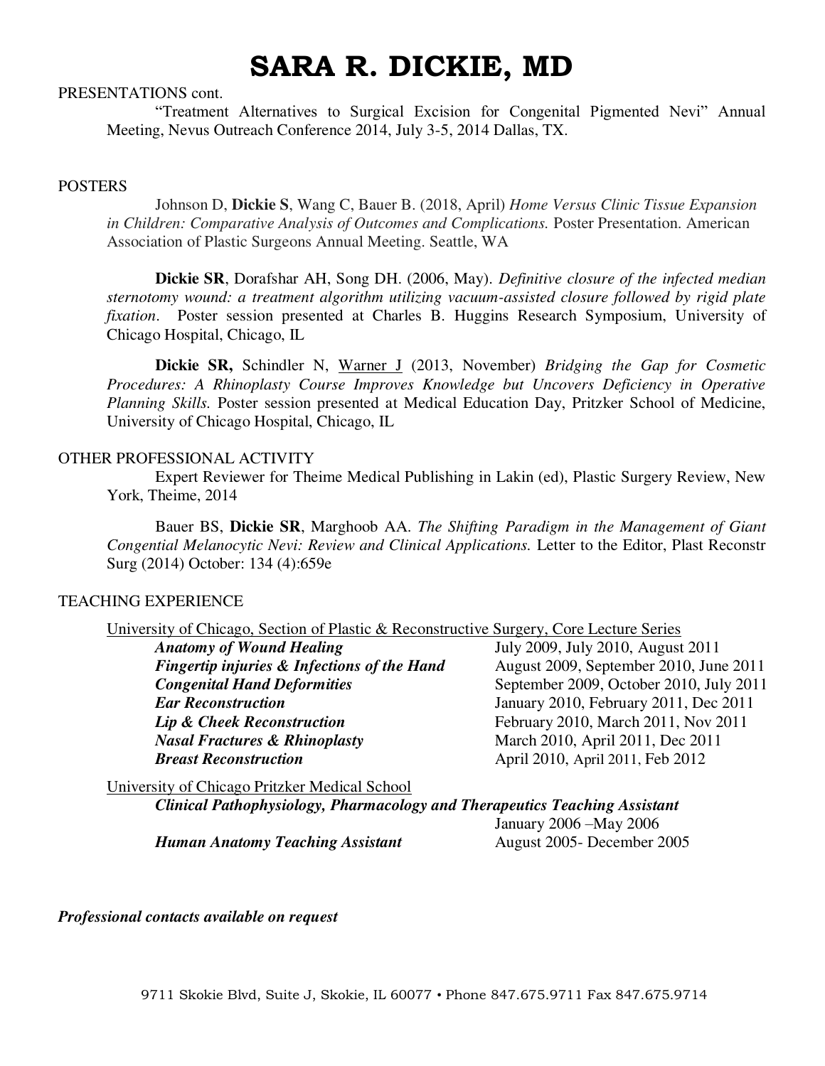PRESENTATIONS cont.

"Treatment Alternatives to Surgical Excision for Congenital Pigmented Nevi" Annual Meeting, Nevus Outreach Conference 2014, July 3-5, 2014 Dallas, TX.

POSTERS

Johnson D, **Dickie S**, Wang C, Bauer B. (2018, April) *Home Versus Clinic Tissue Expansion in Children: Comparative Analysis of Outcomes and Complications.* Poster Presentation. American Association of Plastic Surgeons Annual Meeting. Seattle, WA

**Dickie SR**, Dorafshar AH, Song DH. (2006, May). *Definitive closure of the infected median sternotomy wound: a treatment algorithm utilizing vacuum-assisted closure followed by rigid plate fixation*. Poster session presented at Charles B. Huggins Research Symposium, University of Chicago Hospital, Chicago, IL

**Dickie SR,** Schindler N, <u>Warner J</u> (2013, November) *Bridging the Gap for Cosmetic Procedures: A Rhinoplasty Course Improves Knowledge but Uncovers Deficiency in Operative Planning Skills.* Poster session presented at Medical Education Day, Pritzker School of Medicine, University of Chicago Hospital, Chicago, IL

OTHER PROFESSIONAL ACTIVITY

Expert Reviewer for Theime Medical Publishing in Lakin (ed), Plastic Surgery Review, New York, Theime, 2014

Bauer BS, **Dickie SR**, Marghoob AA. *The Shifting Paradigm in the Management of Giant Congential Melanocytic Nevi: Review and Clinical Applications.* Letter to the Editor, Plast Reconstr Surg (2014) October: 134 (4):659e

TEACHING EXPERIENCE

<u>University of Chicago, Section of Plastic & Reconstructive Surgery, Core Lecture Series</u>

| | |
|---|---|
| ***Anatomy of Wound Healing*** | July 2009, July 2010, August 2011 |
| ***Fingertip injuries & Infections of the Hand*** | August 2009, September 2010, June 2011 |
| ***Congenital Hand Deformities*** | September 2009, October 2010, July 2011 |
| ***Ear Reconstruction*** | January 2010, February 2011, Dec 2011 |
| ***Lip & Cheek Reconstruction*** | February 2010, March 2011, Nov 2011 |
| ***Nasal Fractures & Rhinoplasty*** | March 2010, April 2011, Dec 2011 |
| ***Breast Reconstruction*** | April 2010, April 2011, Feb 2012 |

<u>University of Chicago Pritzker Medical School</u>

| | |
|---|---|
| ***Clinical Pathophysiology, Pharmacology and Therapeutics Teaching Assistant*** | January 2006 –May 2006 |
| ***Human Anatomy Teaching Assistant*** | August 2005- December 2005 |

***Professional contacts available on request***

9711 Skokie Blvd, Suite J, Skokie, IL 60077 • Phone 847.675.9711 Fax 847.675.9714